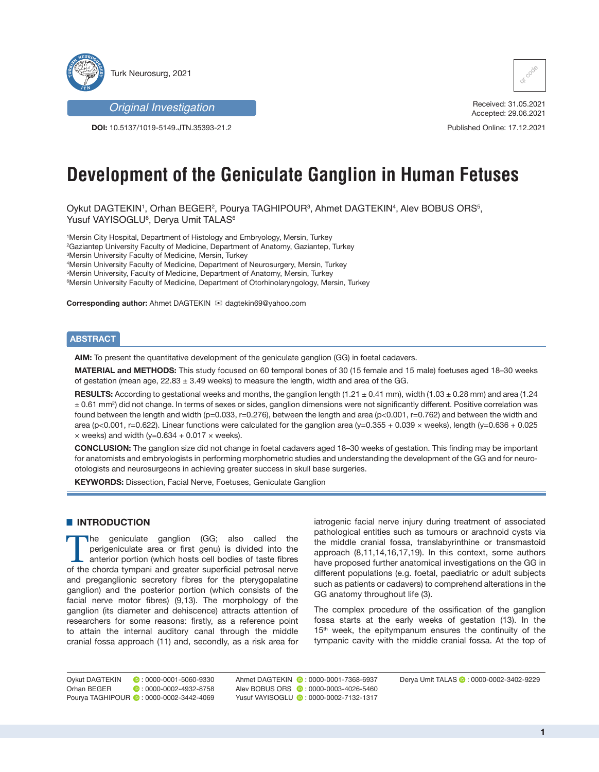Turk Neurosurg, 2021

*Original Investigation*

**DOI:** 10.5137/1019-5149.JTN.35393-21.2

Received: 31.05.2021
Accepted: 29.06.2021

Published Online: 17.12.2021

# Development of the Geniculate Ganglion in Human Fetuses

Oykut DAGTEKIN[1], Orhan BEGER[2], Pourya TAGHIPOUR[3], Ahmet DAGTEKIN[4], Alev BOBUS ORS[5], Yusuf VAYISOGLU[6], Derya Umit TALAS[6]

[1]Mersin City Hospital, Department of Histology and Embryology, Mersin, Turkey
[2]Gaziantep University Faculty of Medicine, Department of Anatomy, Gaziantep, Turkey
[3]Mersin University Faculty of Medicine, Mersin, Turkey
[4]Mersin University Faculty of Medicine, Department of Neurosurgery, Mersin, Turkey
[5]Mersin University, Faculty of Medicine, Department of Anatomy, Mersin, Turkey
[6]Mersin University Faculty of Medicine, Department of Otorhinolaryngology, Mersin, Turkey

**Corresponding author:** Ahmet DAGTEKIN ✉ dagtekin69@yahoo.com

## ABSTRACT

**AIM:** To present the quantitative development of the geniculate ganglion (GG) in foetal cadavers.

**MATERIAL and METHODS:** This study focused on 60 temporal bones of 30 (15 female and 15 male) foetuses aged 18–30 weeks of gestation (mean age, 22.83 ± 3.49 weeks) to measure the length, width and area of the GG.

**RESULTS:** According to gestational weeks and months, the ganglion length (1.21 ± 0.41 mm), width (1.03 ± 0.28 mm) and area (1.24 ± 0.61 $mm^2$) did not change. In terms of sexes or sides, ganglion dimensions were not significantly different. Positive correlation was found between the length and width (p=0.033, r=0.276), between the length and area (p<0.001, r=0.762) and between the width and area (p<0.001, r=0.622). Linear functions were calculated for the ganglion area (y=0.355 + 0.039 × weeks), length (y=0.636 + 0.025 × weeks) and width (y=0.634 + 0.017 × weeks).

**CONCLUSION:** The ganglion size did not change in foetal cadavers aged 18–30 weeks of gestation. This finding may be important for anatomists and embryologists in performing morphometric studies and understanding the development of the GG and for neuro-otologists and neurosurgeons in achieving greater success in skull base surgeries.

**KEYWORDS:** Dissection, Facial Nerve, Foetuses, Geniculate Ganglion

## INTRODUCTION

The geniculate ganglion (GG; also called the perigeniculate area or first genu) is divided into the anterior portion (which hosts cell bodies of taste fibres of the chorda tympani and greater superficial petrosal nerve and preganglionic secretory fibres for the pterygopalatine ganglion) and the posterior portion (which consists of the facial nerve motor fibres) (9,13). The morphology of the ganglion (its diameter and dehiscence) attracts attention of researchers for some reasons: firstly, as a reference point to attain the internal auditory canal through the middle cranial fossa approach (11) and, secondly, as a risk area for iatrogenic facial nerve injury during treatment of associated pathological entities such as tumours or arachnoid cysts via the middle cranial fossa, translabyrinthine or transmastoid approach (8,11,14,16,17,19). In this context, some authors have proposed further anatomical investigations on the GG in different populations (e.g. foetal, paediatric or adult subjects such as patients or cadavers) to comprehend alterations in the GG anatomy throughout life (3).

The complex procedure of the ossification of the ganglion fossa starts at the early weeks of gestation (13). In the 15th week, the epitympanum ensures the continuity of the tympanic cavity with the middle cranial fossa. At the top of

Oykut DAGTEKIN : 0000-0001-5060-9330
Orhan BEGER : 0000-0002-4932-8758
Pourya TAGHIPOUR : 0000-0002-3442-4069
Ahmet DAGTEKIN : 0000-0001-7368-6937
Alev BOBUS ORS : 0000-0003-4026-5460
Yusuf VAYISOGLU : 0000-0002-7132-1317
Derya Umit TALAS : 0000-0002-3402-9229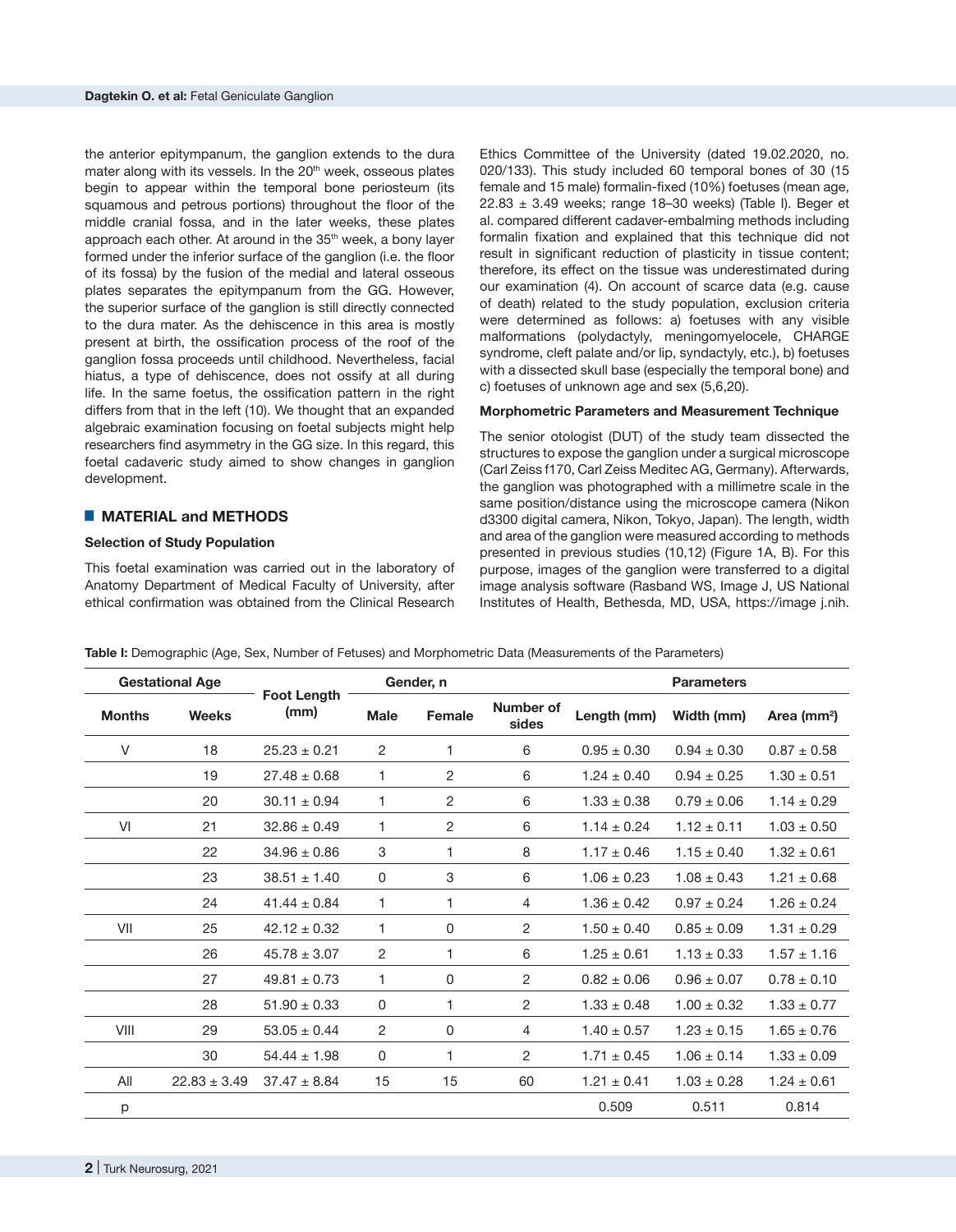the anterior epitympanum, the ganglion extends to the dura mater along with its vessels. In the 20th week, osseous plates begin to appear within the temporal bone periosteum (its squamous and petrous portions) throughout the floor of the middle cranial fossa, and in the later weeks, these plates approach each other. At around in the 35th week, a bony layer formed under the inferior surface of the ganglion (i.e. the floor of its fossa) by the fusion of the medial and lateral osseous plates separates the epitympanum from the GG. However, the superior surface of the ganglion is still directly connected to the dura mater. As the dehiscence in this area is mostly present at birth, the ossification process of the roof of the ganglion fossa proceeds until childhood. Nevertheless, facial hiatus, a type of dehiscence, does not ossify at all during life. In the same foetus, the ossification pattern in the right differs from that in the left (10). We thought that an expanded algebraic examination focusing on foetal subjects might help researchers find asymmetry in the GG size. In this regard, this foetal cadaveric study aimed to show changes in ganglion development.

## MATERIAL and METHODS

### Selection of Study Population

This foetal examination was carried out in the laboratory of Anatomy Department of Medical Faculty of University, after ethical confirmation was obtained from the Clinical Research Ethics Committee of the University (dated 19.02.2020, no. 020/133). This study included 60 temporal bones of 30 (15 female and 15 male) formalin-fixed (10%) foetuses (mean age, 22.83 ± 3.49 weeks; range 18–30 weeks) (Table I). Beger et al. compared different cadaver-embalming methods including formalin fixation and explained that this technique did not result in significant reduction of plasticity in tissue content; therefore, its effect on the tissue was underestimated during our examination (4). On account of scarce data (e.g. cause of death) related to the study population, exclusion criteria were determined as follows: a) foetuses with any visible malformations (polydactyly, meningomyelocele, CHARGE syndrome, cleft palate and/or lip, syndactyly, etc.), b) foetuses with a dissected skull base (especially the temporal bone) and c) foetuses of unknown age and sex (5,6,20).

### Morphometric Parameters and Measurement Technique

The senior otologist (DUT) of the study team dissected the structures to expose the ganglion under a surgical microscope (Carl Zeiss f170, Carl Zeiss Meditec AG, Germany). Afterwards, the ganglion was photographed with a millimetre scale in the same position/distance using the microscope camera (Nikon d3300 digital camera, Nikon, Tokyo, Japan). The length, width and area of the ganglion were measured according to methods presented in previous studies (10,12) (Figure 1A, B). For this purpose, images of the ganglion were transferred to a digital image analysis software (Rasband WS, Image J, US National Institutes of Health, Bethesda, MD, USA, https://image j.nih.

**Table I:** Demographic (Age, Sex, Number of Fetuses) and Morphometric Data (Measurements of the Parameters)

| Gestational Age | | Foot Length (mm) | Gender, n | | Parameters | | | |
|---|---|---|---|---|---|---|---|---|
| Months | Weeks | | Male | Female | Number of sides | Length (mm) | Width (mm) | Area (mm²) |
| V | 18 | 25.23 ± 0.21 | 2 | 1 | 6 | 0.95 ± 0.30 | 0.94 ± 0.30 | 0.87 ± 0.58 |
| | 19 | 27.48 ± 0.68 | 1 | 2 | 6 | 1.24 ± 0.40 | 0.94 ± 0.25 | 1.30 ± 0.51 |
| | 20 | 30.11 ± 0.94 | 1 | 2 | 6 | 1.33 ± 0.38 | 0.79 ± 0.06 | 1.14 ± 0.29 |
| VI | 21 | 32.86 ± 0.49 | 1 | 2 | 6 | 1.14 ± 0.24 | 1.12 ± 0.11 | 1.03 ± 0.50 |
| | 22 | 34.96 ± 0.86 | 3 | 1 | 8 | 1.17 ± 0.46 | 1.15 ± 0.40 | 1.32 ± 0.61 |
| | 23 | 38.51 ± 1.40 | 0 | 3 | 6 | 1.06 ± 0.23 | 1.08 ± 0.43 | 1.21 ± 0.68 |
| | 24 | 41.44 ± 0.84 | 1 | 1 | 4 | 1.36 ± 0.42 | 0.97 ± 0.24 | 1.26 ± 0.24 |
| VII | 25 | 42.12 ± 0.32 | 1 | 0 | 2 | 1.50 ± 0.40 | 0.85 ± 0.09 | 1.31 ± 0.29 |
| | 26 | 45.78 ± 3.07 | 2 | 1 | 6 | 1.25 ± 0.61 | 1.13 ± 0.33 | 1.57 ± 1.16 |
| | 27 | 49.81 ± 0.73 | 1 | 0 | 2 | 0.82 ± 0.06 | 0.96 ± 0.07 | 0.78 ± 0.10 |
| | 28 | 51.90 ± 0.33 | 0 | 1 | 2 | 1.33 ± 0.48 | 1.00 ± 0.32 | 1.33 ± 0.77 |
| VIII | 29 | 53.05 ± 0.44 | 2 | 0 | 4 | 1.40 ± 0.57 | 1.23 ± 0.15 | 1.65 ± 0.76 |
| | 30 | 54.44 ± 1.98 | 0 | 1 | 2 | 1.71 ± 0.45 | 1.06 ± 0.14 | 1.33 ± 0.09 |
| All | 22.83 ± 3.49 | 37.47 ± 8.84 | 15 | 15 | 60 | 1.21 ± 0.41 | 1.03 ± 0.28 | 1.24 ± 0.61 |
| p | | | | | | 0.509 | 0.511 | 0.814 |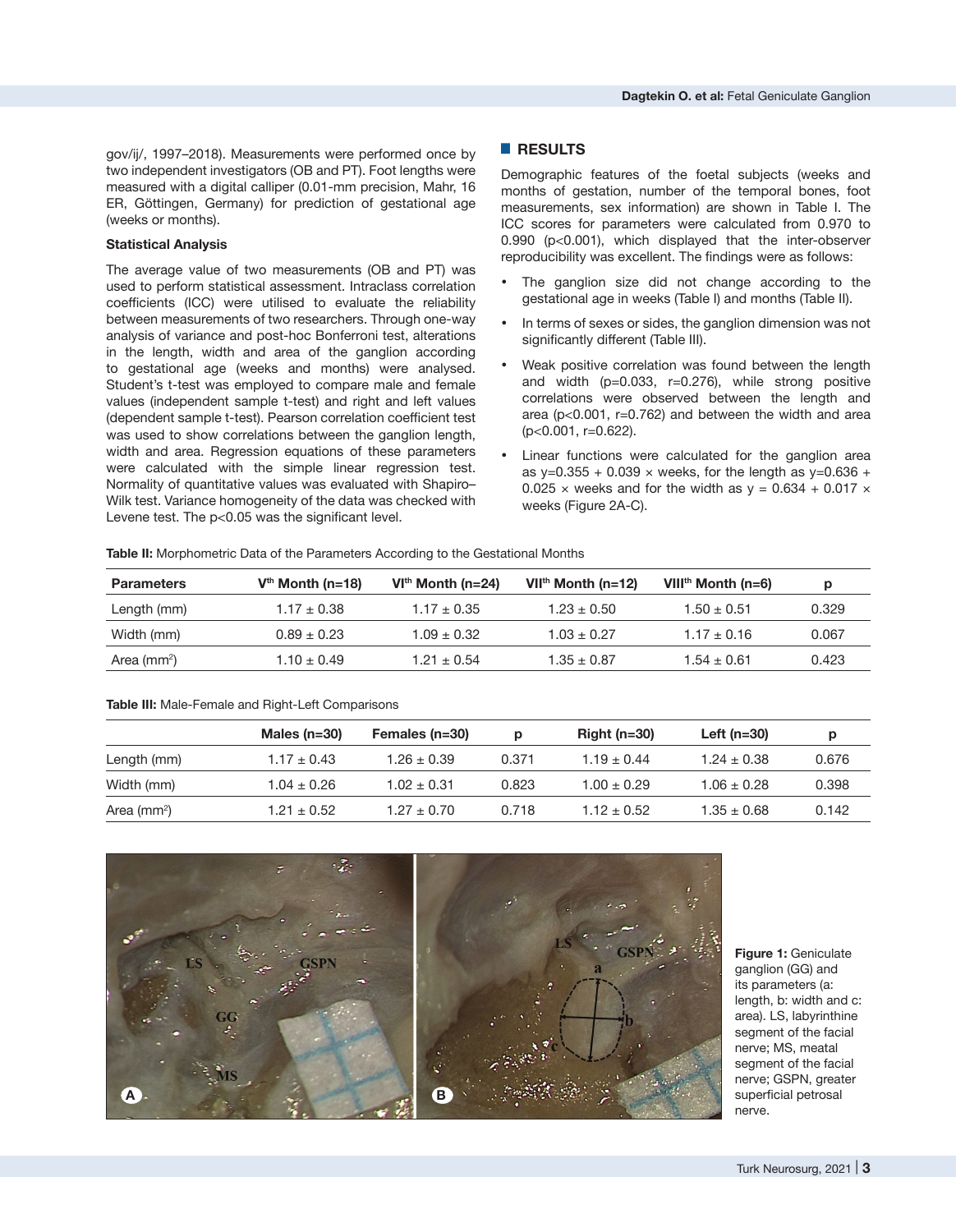gov/ij/, 1997–2018). Measurements were performed once by two independent investigators (OB and PT). Foot lengths were measured with a digital calliper (0.01-mm precision, Mahr, 16 ER, Göttingen, Germany) for prediction of gestational age (weeks or months).

### Statistical Analysis

The average value of two measurements (OB and PT) was used to perform statistical assessment. Intraclass correlation coefficients (ICC) were utilised to evaluate the reliability between measurements of two researchers. Through one-way analysis of variance and post-hoc Bonferroni test, alterations in the length, width and area of the ganglion according to gestational age (weeks and months) were analysed. Student's t-test was employed to compare male and female values (independent sample t-test) and right and left values (dependent sample t-test). Pearson correlation coefficient test was used to show correlations between the ganglion length, width and area. Regression equations of these parameters were calculated with the simple linear regression test. Normality of quantitative values was evaluated with Shapiro–Wilk test. Variance homogeneity of the data was checked with Levene test. The p<0.05 was the significant level.

## RESULTS

Demographic features of the foetal subjects (weeks and months of gestation, number of the temporal bones, foot measurements, sex information) are shown in Table I. The ICC scores for parameters were calculated from 0.970 to 0.990 (p<0.001), which displayed that the inter-observer reproducibility was excellent. The findings were as follows:

- The ganglion size did not change according to the gestational age in weeks (Table I) and months (Table II).
- In terms of sexes or sides, the ganglion dimension was not significantly different (Table III).
- Weak positive correlation was found between the length and width (p=0.033, r=0.276), while strong positive correlations were observed between the length and area (p<0.001, r=0.762) and between the width and area (p<0.001, r=0.622).
- Linear functions were calculated for the ganglion area as y=0.355 + 0.039 × weeks, for the length as y=0.636 + 0.025 × weeks and for the width as y = 0.634 + 0.017 × weeks (Figure 2A-C).

**Table II:** Morphometric Data of the Parameters According to the Gestational Months

| Parameters | V$^{th}$ Month (n=18) | VI$^{th}$ Month (n=24) | VII$^{th}$ Month (n=12) | VIII$^{th}$ Month (n=6) | p |
|---|---|---|---|---|---|
| Length (mm) | 1.17 ± 0.38 | 1.17 ± 0.35 | 1.23 ± 0.50 | 1.50 ± 0.51 | 0.329 |
| Width (mm) | 0.89 ± 0.23 | 1.09 ± 0.32 | 1.03 ± 0.27 | 1.17 ± 0.16 | 0.067 |
| Area (mm$^2$) | 1.10 ± 0.49 | 1.21 ± 0.54 | 1.35 ± 0.87 | 1.54 ± 0.61 | 0.423 |

**Table III:** Male-Female and Right-Left Comparisons

| | Males (n=30) | Females (n=30) | p | Right (n=30) | Left (n=30) | p |
|---|---|---|---|---|---|---|
| Length (mm) | 1.17 ± 0.43 | 1.26 ± 0.39 | 0.371 | 1.19 ± 0.44 | 1.24 ± 0.38 | 0.676 |
| Width (mm) | 1.04 ± 0.26 | 1.02 ± 0.31 | 0.823 | 1.00 ± 0.29 | 1.06 ± 0.28 | 0.398 |
| Area (mm$^2$) | 1.21 ± 0.52 | 1.27 ± 0.70 | 0.718 | 1.12 ± 0.52 | 1.35 ± 0.68 | 0.142 |

**Figure 1:** Geniculate ganglion (GG) and its parameters (a: length, b: width and c: area). LS, labyrinthine segment of the facial nerve; MS, meatal segment of the facial nerve; GSPN, greater superficial petrosal nerve.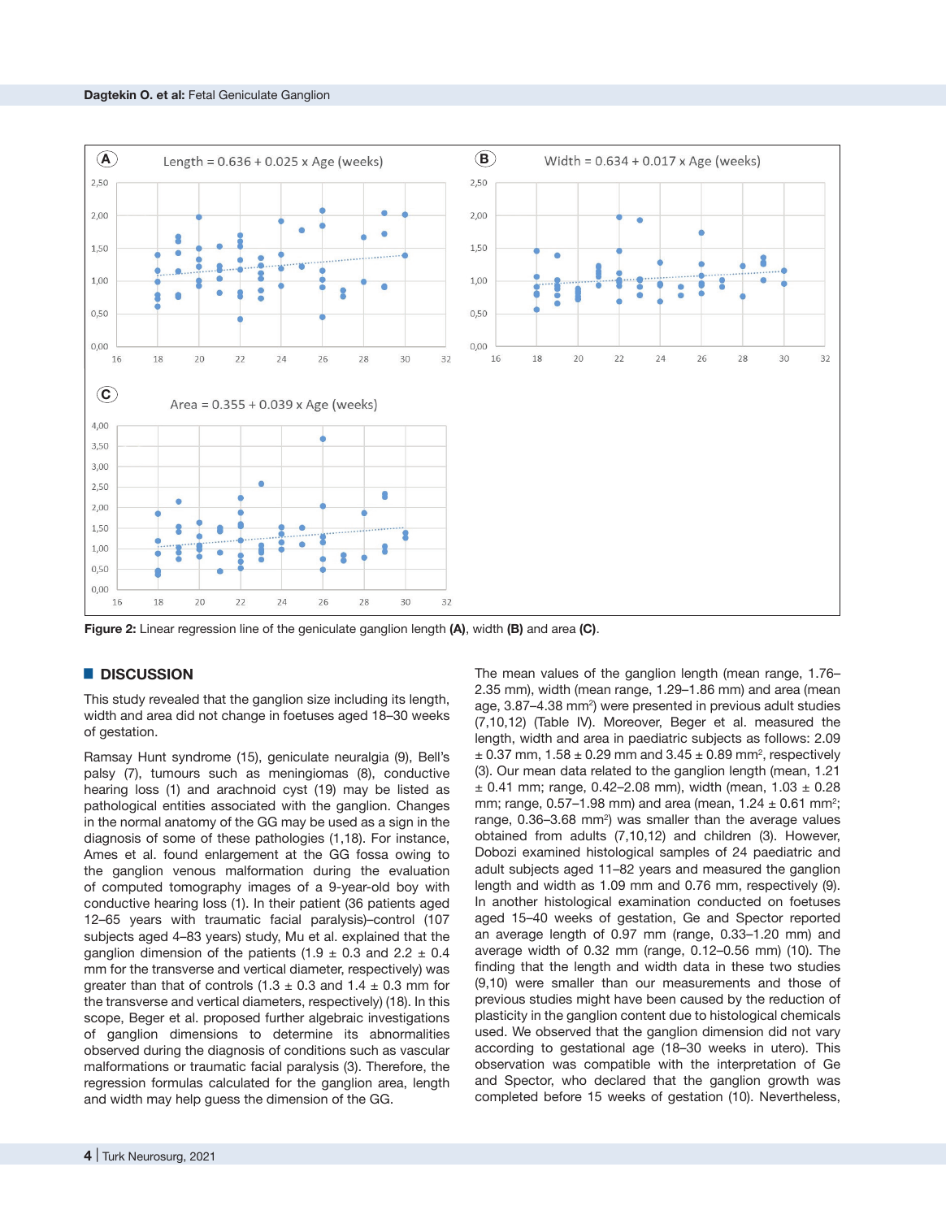Figure 2: Linear regression line of the geniculate ganglion length **(A)**, width **(B)** and area **(C)**.

## DISCUSSION

This study revealed that the ganglion size including its length, width and area did not change in foetuses aged 18–30 weeks of gestation.

Ramsay Hunt syndrome (15), geniculate neuralgia (9), Bell's palsy (7), tumours such as meningiomas (8), conductive hearing loss (1) and arachnoid cyst (19) may be listed as pathological entities associated with the ganglion. Changes in the normal anatomy of the GG may be used as a sign in the diagnosis of some of these pathologies (1,18). For instance, Ames et al. found enlargement at the GG fossa owing to the ganglion venous malformation during the evaluation of computed tomography images of a 9-year-old boy with conductive hearing loss (1). In their patient (36 patients aged 12–65 years with traumatic facial paralysis)–control (107 subjects aged 4–83 years) study, Mu et al. explained that the ganglion dimension of the patients (1.9 ± 0.3 and 2.2 ± 0.4 mm for the transverse and vertical diameter, respectively) was greater than that of controls (1.3 ± 0.3 and 1.4 ± 0.3 mm for the transverse and vertical diameters, respectively) (18). In this scope, Beger et al. proposed further algebraic investigations of ganglion dimensions to determine its abnormalities observed during the diagnosis of conditions such as vascular malformations or traumatic facial paralysis (3). Therefore, the regression formulas calculated for the ganglion area, length and width may help guess the dimension of the GG.

The mean values of the ganglion length (mean range, 1.76–2.35 mm), width (mean range, 1.29–1.86 mm) and area (mean age, 3.87–4.38 mm$^2$) were presented in previous adult studies (7,10,12) (Table IV). Moreover, Beger et al. measured the length, width and area in paediatric subjects as follows: 2.09 ± 0.37 mm, 1.58 ± 0.29 mm and 3.45 ± 0.89 mm$^2$, respectively (3). Our mean data related to the ganglion length (mean, 1.21 ± 0.41 mm; range, 0.42–2.08 mm), width (mean, 1.03 ± 0.28 mm; range, 0.57–1.98 mm) and area (mean, 1.24 ± 0.61 mm$^2$; range, 0.36–3.68 mm$^2$) was smaller than the average values obtained from adults (7,10,12) and children (3). However, Dobozi examined histological samples of 24 paediatric and adult subjects aged 11–82 years and measured the ganglion length and width as 1.09 mm and 0.76 mm, respectively (9). In another histological examination conducted on foetuses aged 15–40 weeks of gestation, Ge and Spector reported an average length of 0.97 mm (range, 0.33–1.20 mm) and average width of 0.32 mm (range, 0.12–0.56 mm) (10). The finding that the length and width data in these two studies (9,10) were smaller than our measurements and those of previous studies might have been caused by the reduction of plasticity in the ganglion content due to histological chemicals used. We observed that the ganglion dimension did not vary according to gestational age (18–30 weeks in utero). This observation was compatible with the interpretation of Ge and Spector, who declared that the ganglion growth was completed before 15 weeks of gestation (10). Nevertheless,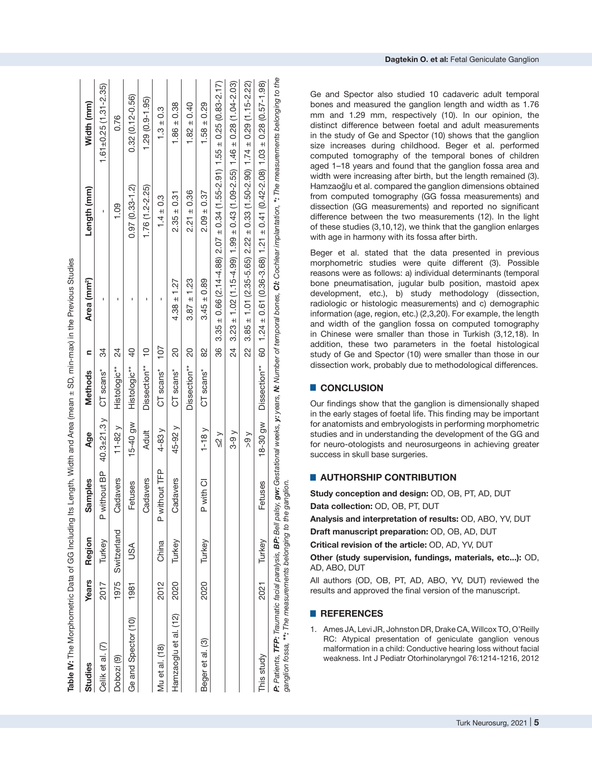**Table IV:** The Morphometric Data of GG Including Its Length, Width and Area (mean ± SD, min-max) in the Previous Studies

| Studies | Years | Region | Samples | Age | Methods | n | Area (mm²) | Length (mm) | Width (mm) |
|---|---|---|---|---|---|---|---|---|---|
| Celik et al. (7) | 2017 | Turkey | P without BP | 40.3±21.3 y | CT scans* | 34 | - | - | 1.61±0.25 (1.31-2.35) |
| Dobozi (9) | 1975 | Switzerland | Cadavers | 11-82 y | Histologic** | 24 | - | 1.09 | 0.76 |
| Ge and Spector (10) | 1981 | USA | Fetuses | 15-40 gw | Histologic** | 40 | - | 0.97 (0.33-1.2) | 0.32 (0.12-0.56) |
| | | | Cadavers | Adult | Dissection** | 10 | - | 1.76 (1.2-2.25) | 1.29 (0.9-1.95) |
| Mu et al. (18) | 2012 | China | P without TFP | 4-83 y | CT scans* | 107 | - | 1.4 ± 0.3 | 1.3 ± 0.3 |
| Hamzaoglu et al. (12) | 2020 | Turkey | Cadavers | 45-92 y | CT scans* | 20 | 4.38 ± 1.27 | 2.35 ± 0.31 | 1.86 ± 0.38 |
| | | | | | Dissection** | 20 | 3.87 ± 1.23 | 2.21 ± 0.36 | 1.82 ± 0.40 |
| Beger et al. (3) | 2020 | Turkey | P with CI | 1-18 y | CT scans* | 82 | 3.45 ± 0.89 | 2.09 ± 0.37 | 1.58 ± 0.29 |
| | | | | ≤2 y | | 36 | 3.35 ± 0.66 (2.14-4.88) | 2.07 ± 0.34 (1.55-2.91) | 1.55 ± 0.25 (0.83-2.17) |
| | | | | 3-9 y | | 24 | 3.23 ± 1.02 (1.15-4.99) | 1.99 ± 0.43 (1.09-2.55) | 1.46 ± 0.28 (1.04-2.03) |
| | | | | >9 y | | 22 | 3.85 ± 1.01 (2.35-5.65) | 2.22 ± 0.33 (1.50-2.90) | 1.74 ± 0.29 (1.15-2.22) |
| This study | 2021 | Turkey | Fetuses | 18-30 gw | Dissection** | 60 | 1.24 ± 0.61 (0.36-3.68) | 1.21 ± 0.41 (0.42-2.08) | 1.03 ± 0.28 (0.57-1.98) |

***P:** Patients, **TFP:** Traumatic facial paralysis, **BP:** Bell palsy, **gw:** Gestational weeks, **y:** years, **N:** Number of temporal bones, **CI:** Cochlear implantation, **\*:** The measurements belonging to the ganglion fossa, **\*\*:** The measurements belonging to the ganglion.*

Ge and Spector also studied 10 cadaveric adult temporal bones and measured the ganglion length and width as 1.76 mm and 1.29 mm, respectively (10). In our opinion, the distinct difference between foetal and adult measurements in the study of Ge and Spector (10) shows that the ganglion size increases during childhood. Beger et al. performed computed tomography of the temporal bones of children aged 1–18 years and found that the ganglion fossa area and width were increasing after birth, but the length remained (3). Hamzaoğlu et al. compared the ganglion dimensions obtained from computed tomography (GG fossa measurements) and dissection (GG measurements) and reported no significant difference between the two measurements (12). In the light of these studies (3,10,12), we think that the ganglion enlarges with age in harmony with its fossa after birth.

Beger et al. stated that the data presented in previous morphometric studies were quite different (3). Possible reasons were as follows: a) individual determinants (temporal bone pneumatisation, jugular bulb position, mastoid apex development, etc.), b) study methodology (dissection, radiologic or histologic measurements) and c) demographic information (age, region, etc.) (2,3,20). For example, the length and width of the ganglion fossa on computed tomography in Chinese were smaller than those in Turkish (3,12,18). In addition, these two parameters in the foetal histological study of Ge and Spector (10) were smaller than those in our dissection work, probably due to methodological differences.

## CONCLUSION

Our findings show that the ganglion is dimensionally shaped in the early stages of foetal life. This finding may be important for anatomists and embryologists in performing morphometric studies and in understanding the development of the GG and for neuro-otologists and neurosurgeons in achieving greater success in skull base surgeries.

## AUTHORSHIP CONTRIBUTION

**Study conception and design:** OD, OB, PT, AD, DUT

**Data collection:** OD, OB, PT, DUT

**Analysis and interpretation of results:** OD, ABO, YV, DUT

**Draft manuscript preparation:** OD, OB, AD, DUT

**Critical revision of the article:** OD, AD, YV, DUT

**Other (study supervision, fundings, materials, etc...):** OD, AD, ABO, DUT

All authors (OD, OB, PT, AD, ABO, YV, DUT) reviewed the results and approved the final version of the manuscript.

## REFERENCES

1. Ames JA, Levi JR, Johnston DR, Drake CA, Willcox TO, O'Reilly RC: Atypical presentation of geniculate ganglion venous malformation in a child: Conductive hearing loss without facial weakness. Int J Pediatr Otorhinolaryngol 76:1214-1216, 2012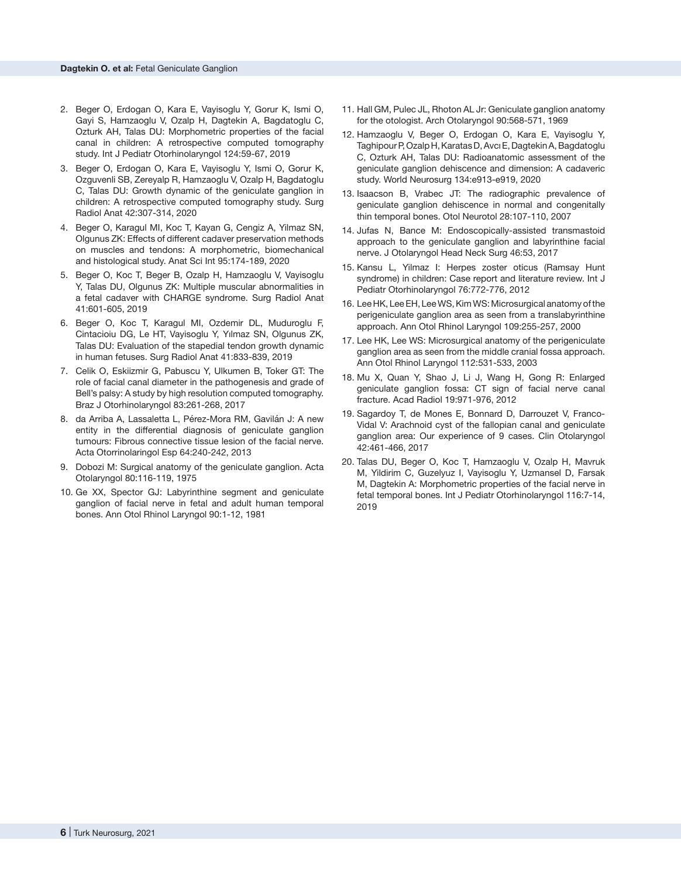2. Beger O, Erdogan O, Kara E, Vayisoglu Y, Gorur K, Ismi O, Gayi S, Hamzaoglu V, Ozalp H, Dagtekin A, Bagdatoglu C, Ozturk AH, Talas DU: Morphometric properties of the facial canal in children: A retrospective computed tomography study. Int J Pediatr Otorhinolaryngol 124:59-67, 2019
3. Beger O, Erdogan O, Kara E, Vayisoglu Y, Ismi O, Gorur K, Ozguvenli SB, Zereyalp R, Hamzaoglu V, Ozalp H, Bagdatoglu C, Talas DU: Growth dynamic of the geniculate ganglion in children: A retrospective computed tomography study. Surg Radiol Anat 42:307-314, 2020
4. Beger O, Karagul MI, Koc T, Kayan G, Cengiz A, Yilmaz SN, Olgunus ZK: Effects of different cadaver preservation methods on muscles and tendons: A morphometric, biomechanical and histological study. Anat Sci Int 95:174-189, 2020
5. Beger O, Koc T, Beger B, Ozalp H, Hamzaoglu V, Vayisoglu Y, Talas DU, Olgunus ZK: Multiple muscular abnormalities in a fetal cadaver with CHARGE syndrome. Surg Radiol Anat 41:601-605, 2019
6. Beger O, Koc T, Karagul MI, Ozdemir DL, Muduroglu F, Cintacioiu DG, Le HT, Vayisoglu Y, Yılmaz SN, Olgunus ZK, Talas DU: Evaluation of the stapedial tendon growth dynamic in human fetuses. Surg Radiol Anat 41:833-839, 2019
7. Celik O, Eskiizmir G, Pabuscu Y, Ulkumen B, Toker GT: The role of facial canal diameter in the pathogenesis and grade of Bell's palsy: A study by high resolution computed tomography. Braz J Otorhinolaryngol 83:261-268, 2017
8. da Arriba A, Lassaletta L, Pérez-Mora RM, Gavilán J: A new entity in the differential diagnosis of geniculate ganglion tumours: Fibrous connective tissue lesion of the facial nerve. Acta Otorrinolaringol Esp 64:240-242, 2013
9. Dobozi M: Surgical anatomy of the geniculate ganglion. Acta Otolaryngol 80:116-119, 1975
10. Ge XX, Spector GJ: Labyrinthine segment and geniculate ganglion of facial nerve in fetal and adult human temporal bones. Ann Otol Rhinol Laryngol 90:1-12, 1981
11. Hall GM, Pulec JL, Rhoton AL Jr: Geniculate ganglion anatomy for the otologist. Arch Otolaryngol 90:568-571, 1969
12. Hamzaoglu V, Beger O, Erdogan O, Kara E, Vayisoglu Y, Taghipour P, Ozalp H, Karatas D, Avcı E, Dagtekin A, Bagdatoglu C, Ozturk AH, Talas DU: Radioanatomic assessment of the geniculate ganglion dehiscence and dimension: A cadaveric study. World Neurosurg 134:e913-e919, 2020
13. Isaacson B, Vrabec JT: The radiographic prevalence of geniculate ganglion dehiscence in normal and congenitally thin temporal bones. Otol Neurotol 28:107-110, 2007
14. Jufas N, Bance M: Endoscopically-assisted transmastoid approach to the geniculate ganglion and labyrinthine facial nerve. J Otolaryngol Head Neck Surg 46:53, 2017
15. Kansu L, Yilmaz I: Herpes zoster oticus (Ramsay Hunt syndrome) in children: Case report and literature review. Int J Pediatr Otorhinolaryngol 76:772-776, 2012
16. Lee HK, Lee EH, Lee WS, Kim WS: Microsurgical anatomy of the perigeniculate ganglion area as seen from a translabyrinthine approach. Ann Otol Rhinol Laryngol 109:255-257, 2000
17. Lee HK, Lee WS: Microsurgical anatomy of the perigeniculate ganglion area as seen from the middle cranial fossa approach. Ann Otol Rhinol Laryngol 112:531-533, 2003
18. Mu X, Quan Y, Shao J, Li J, Wang H, Gong R: Enlarged geniculate ganglion fossa: CT sign of facial nerve canal fracture. Acad Radiol 19:971-976, 2012
19. Sagardoy T, de Mones E, Bonnard D, Darrouzet V, Franco-Vidal V: Arachnoid cyst of the fallopian canal and geniculate ganglion area: Our experience of 9 cases. Clin Otolaryngol 42:461-466, 2017
20. Talas DU, Beger O, Koc T, Hamzaoglu V, Ozalp H, Mavruk M, Yildirim C, Guzelyuz I, Vayisoglu Y, Uzmansel D, Farsak M, Dagtekin A: Morphometric properties of the facial nerve in fetal temporal bones. Int J Pediatr Otorhinolaryngol 116:7-14, 2019